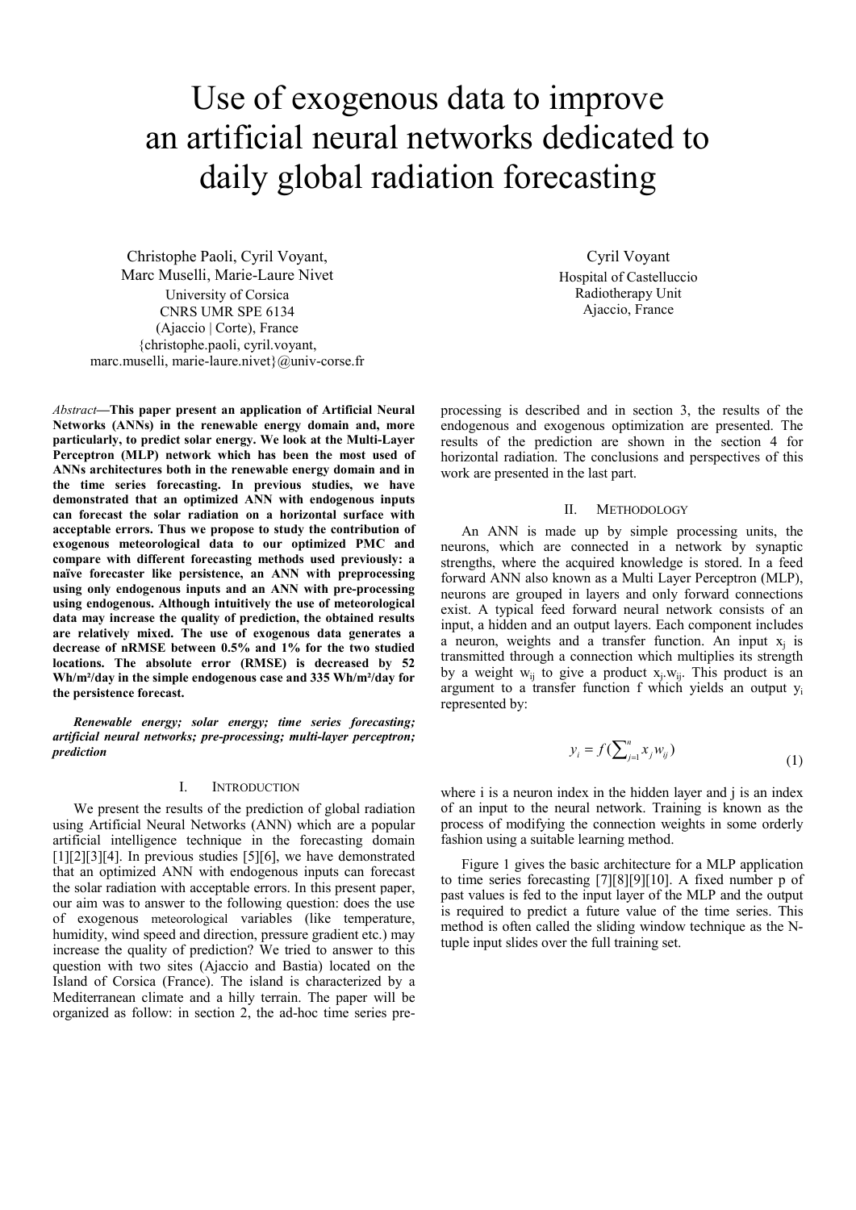# Use of exogenous data to improve an artificial neural networks dedicated to daily global radiation forecasting

Christophe Paoli, Cyril Voyant, Marc Muselli, Marie-Laure Nivet
University of Corsica
CNRS UMR SPE 6134
(Ajaccio | Corte), France
{christophe.paoli, cyril.voyant, marc.muselli, marie-laure.nivet}@univ-corse.fr

Cyril Voyant
Hospital of Castelluccio
Radiotherapy Unit
Ajaccio, France

*Abstract*—**This paper present an application of Artificial Neural Networks (ANNs) in the renewable energy domain and, more particularly, to predict solar energy. We look at the Multi-Layer Perceptron (MLP) network which has been the most used of ANNs architectures both in the renewable energy domain and in the time series forecasting. In previous studies, we have demonstrated that an optimized ANN with endogenous inputs can forecast the solar radiation on a horizontal surface with acceptable errors. Thus we propose to study the contribution of exogenous meteorological data to our optimized PMC and compare with different forecasting methods used previously: a naïve forecaster like persistence, an ANN with preprocessing using only endogenous inputs and an ANN with pre-processing using endogenous. Although intuitively the use of meteorological data may increase the quality of prediction, the obtained results are relatively mixed. The use of exogenous data generates a decrease of nRMSE between 0.5% and 1% for the two studied locations. The absolute error (RMSE) is decreased by 52 Wh/m²/day in the simple endogenous case and 335 Wh/m²/day for the persistence forecast.**

***Renewable energy; solar energy; time series forecasting; artificial neural networks; pre-processing; multi-layer perceptron; prediction***

## I. Introduction

We present the results of the prediction of global radiation using Artificial Neural Networks (ANN) which are a popular artificial intelligence technique in the forecasting domain [1][2][3][4]. In previous studies [5][6], we have demonstrated that an optimized ANN with endogenous inputs can forecast the solar radiation with acceptable errors. In this present paper, our aim was to answer to the following question: does the use of exogenous meteorological variables (like temperature, humidity, wind speed and direction, pressure gradient etc.) may increase the quality of prediction? We tried to answer to this question with two sites (Ajaccio and Bastia) located on the Island of Corsica (France). The island is characterized by a Mediterranean climate and a hilly terrain. The paper will be organized as follow: in section 2, the ad-hoc time series pre-processing is described and in section 3, the results of the endogenous and exogenous optimization are presented. The results of the prediction are shown in the section 4 for horizontal radiation. The conclusions and perspectives of this work are presented in the last part.

## II. Methodology

An ANN is made up by simple processing units, the neurons, which are connected in a network by synaptic strengths, where the acquired knowledge is stored. In a feed forward ANN also known as a Multi Layer Perceptron (MLP), neurons are grouped in layers and only forward connections exist. A typical feed forward neural network consists of an input, a hidden and an output layers. Each component includes a neuron, weights and a transfer function. An input $x_j$ is transmitted through a connection which multiplies its strength by a weight $w_{ij}$ to give a product $x_j.w_{ij}$. This product is an argument to a transfer function f which yields an output $y_i$ represented by:

$$y_i = f\left(\sum_{j=1}^{n} x_j w_{ij}\right) \tag{1}$$

where i is a neuron index in the hidden layer and j is an index of an input to the neural network. Training is known as the process of modifying the connection weights in some orderly fashion using a suitable learning method.

Figure 1 gives the basic architecture for a MLP application to time series forecasting [7][8][9][10]. A fixed number p of past values is fed to the input layer of the MLP and the output is required to predict a future value of the time series. This method is often called the sliding window technique as the N-tuple input slides over the full training set.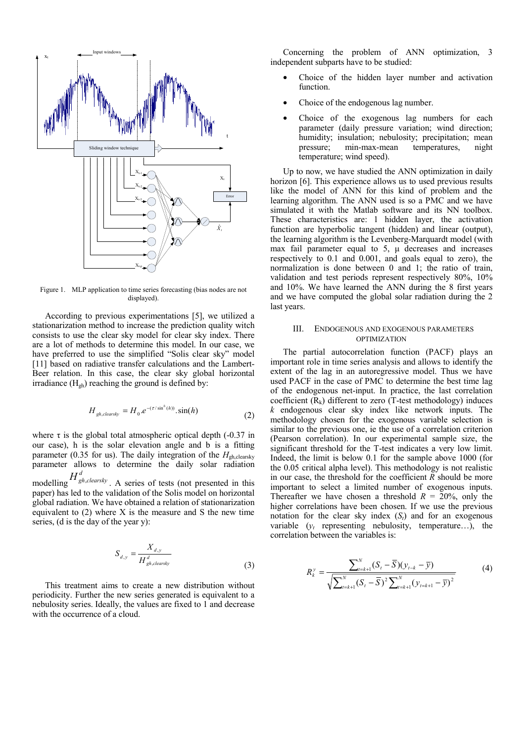Figure 1. MLP application to time series forecasting (bias nodes are not displayed).

According to previous experimentations [5], we utilized a stationarization method to increase the prediction quality witch consists to use the clear sky model for clear sky index. There are a lot of methods to determine this model. In our case, we have preferred to use the simplified "Solis clear sky" model [11] based on radiative transfer calculations and the Lambert-Beer relation. In this case, the clear sky global horizontal irradiance ($H_{gh}$) reaching the ground is defined by:

$$H_{gh,clearsky} = H_0 . e^{-(\tau / \sin^b(h))} . \sin(h) \tag{2}$$

where τ is the global total atmospheric optical depth (-0.37 in our case), h is the solar elevation angle and b is a fitting parameter (0.35 for us). The daily integration of the $H_{gh,clearsky}$ parameter allows to determine the daily solar radiation modelling $H^d_{gh,clearsky}$. A series of tests (not presented in this paper) has led to the validation of the Solis model on horizontal global radiation. We have obtained a relation of stationarization equivalent to (2) where X is the measure and S the new time series, (d is the day of the year y):

$$S_{d,y} = \frac{X_{d,y}}{H^d_{gh,clearsky}} \tag{3}$$

This treatment aims to create a new distribution without periodicity. Further the new series generated is equivalent to a nebulosity series. Ideally, the values are fixed to 1 and decrease with the occurrence of a cloud.

Concerning the problem of ANN optimization, 3 independent subparts have to be studied:

- Choice of the hidden layer number and activation function.
- Choice of the endogenous lag number.
- Choice of the exogenous lag numbers for each parameter (daily pressure variation; wind direction; humidity; insulation; nebulosity; precipitation; mean pressure; min-max-mean temperatures, night temperature; wind speed).

Up to now, we have studied the ANN optimization in daily horizon [6]. This experience allows us to used previous results like the model of ANN for this kind of problem and the learning algorithm. The ANN used is so a PMC and we have simulated it with the Matlab software and its NN toolbox. These characteristics are: 1 hidden layer, the activation function are hyperbolic tangent (hidden) and linear (output), the learning algorithm is the Levenberg-Marquardt model (with max fail parameter equal to 5, μ decreases and increases respectively to 0.1 and 0.001, and goals equal to zero), the normalization is done between 0 and 1; the ratio of train, validation and test periods represent respectively 80%, 10% and 10%. We have learned the ANN during the 8 first years and we have computed the global solar radiation during the 2 last years.

## III. Endogenous and Exogenous Parameters Optimization

The partial autocorrelation function (PACF) plays an important role in time series analysis and allows to identify the extent of the lag in an autoregressive model. Thus we have used PACF in the case of PMC to determine the best time lag of the endogenous net-input. In practice, the last correlation coefficient ($R_k$) different to zero (T-test methodology) induces $k$ endogenous clear sky index like network inputs. The methodology chosen for the exogenous variable selection is similar to the previous one, ie the use of a correlation criterion (Pearson correlation). In our experimental sample size, the significant threshold for the T-test indicates a very low limit. Indeed, the limit is below 0.1 for the sample above 1000 (for the 0.05 critical alpha level). This methodology is not realistic in our case, the threshold for the coefficient $R$ should be more important to select a limited number of exogenous inputs. Thereafter we have chosen a threshold $R$ = 20%, only the higher correlations have been chosen. If we use the previous notation for the clear sky index ($S_t$) and for an exogenous variable ($y_t$ representing nebulosity, temperature…), the correlation between the variables is:

$$R^y_k = \frac{\sum_{t=k+1}^{N} (S_t - \bar{S})(y_{t-k} - \bar{y})}{\sqrt{\sum_{t=k+1}^{N} (S_t - \bar{S})^2 \sum_{t=k+1}^{N} (y_{t=k+1} - \bar{y})^2}} \tag{4}$$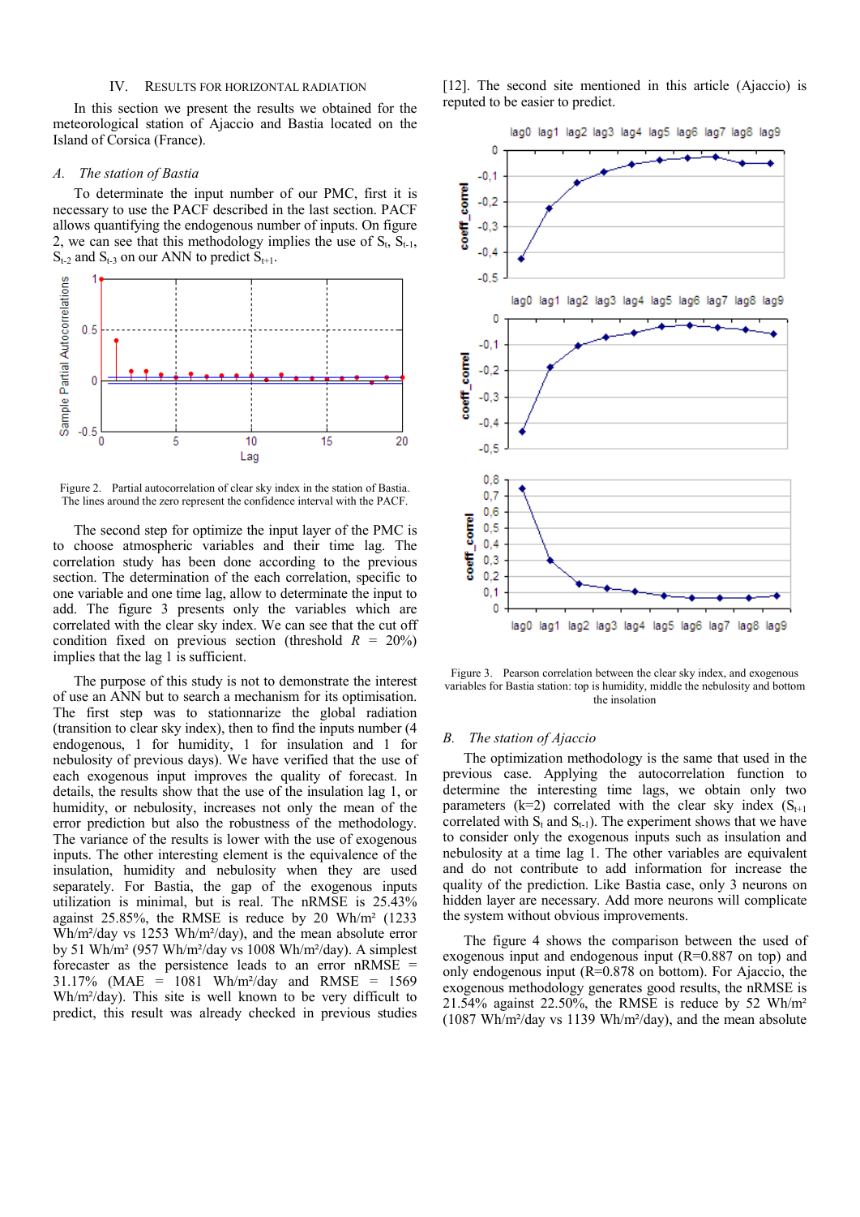## IV. RESULTS FOR HORIZONTAL RADIATION

In this section we present the results we obtained for the meteorological station of Ajaccio and Bastia located on the Island of Corsica (France).

### *A. The station of Bastia*

To determinate the input number of our PMC, first it is necessary to use the PACF described in the last section. PACF allows quantifying the endogenous number of inputs. On figure 2, we can see that this methodology implies the use of $S_t$, $S_{t-1}$, $S_{t-2}$ and $S_{t-3}$ on our ANN to predict $S_{t+1}$.

Figure 2. Partial autocorrelation of clear sky index in the station of Bastia. The lines around the zero represent the confidence interval with the PACF.

The second step for optimize the input layer of the PMC is to choose atmospheric variables and their time lag. The correlation study has been done according to the previous section. The determination of the each correlation, specific to one variable and one time lag, allow to determinate the input to add. The figure 3 presents only the variables which are correlated with the clear sky index. We can see that the cut off condition fixed on previous section (threshold $R$ = 20%) implies that the lag 1 is sufficient.

The purpose of this study is not to demonstrate the interest of use an ANN but to search a mechanism for its optimisation. The first step was to stationnarize the global radiation (transition to clear sky index), then to find the inputs number (4 endogenous, 1 for humidity, 1 for insulation and 1 for nebulosity of previous days). We have verified that the use of each exogenous input improves the quality of forecast. In details, the results show that the use of the insulation lag 1, or humidity, or nebulosity, increases not only the mean of the error prediction but also the robustness of the methodology. The variance of the results is lower with the use of exogenous inputs. The other interesting element is the equivalence of the insulation, humidity and nebulosity when they are used separately. For Bastia, the gap of the exogenous inputs utilization is minimal, but is real. The nRMSE is 25.43% against 25.85%, the RMSE is reduce by 20 Wh/m² (1233 Wh/m²/day vs 1253 Wh/m²/day), and the mean absolute error by 51 Wh/m² (957 Wh/m²/day vs 1008 Wh/m²/day). A simplest forecaster as the persistence leads to an error nRMSE = 31.17% (MAE = 1081 Wh/m²/day and RMSE = 1569 Wh/m²/day). This site is well known to be very difficult to predict, this result was already checked in previous studies [12]. The second site mentioned in this article (Ajaccio) is reputed to be easier to predict.

Figure 3. Pearson correlation between the clear sky index, and exogenous variables for Bastia station: top is humidity, middle the nebulosity and bottom the insolation

### *B. The station of Ajaccio*

The optimization methodology is the same that used in the previous case. Applying the autocorrelation function to determine the interesting time lags, we obtain only two parameters (k=2) correlated with the clear sky index ($S_{t+1}$ correlated with $S_t$ and $S_{t-1}$). The experiment shows that we have to consider only the exogenous inputs such as insulation and nebulosity at a time lag 1. The other variables are equivalent and do not contribute to add information for increase the quality of the prediction. Like Bastia case, only 3 neurons on hidden layer are necessary. Add more neurons will complicate the system without obvious improvements.

The figure 4 shows the comparison between the used of exogenous input and endogenous input (R=0.887 on top) and only endogenous input (R=0.878 on bottom). For Ajaccio, the exogenous methodology generates good results, the nRMSE is 21.54% against 22.50%, the RMSE is reduce by 52 Wh/m² (1087 Wh/m²/day vs 1139 Wh/m²/day), and the mean absolute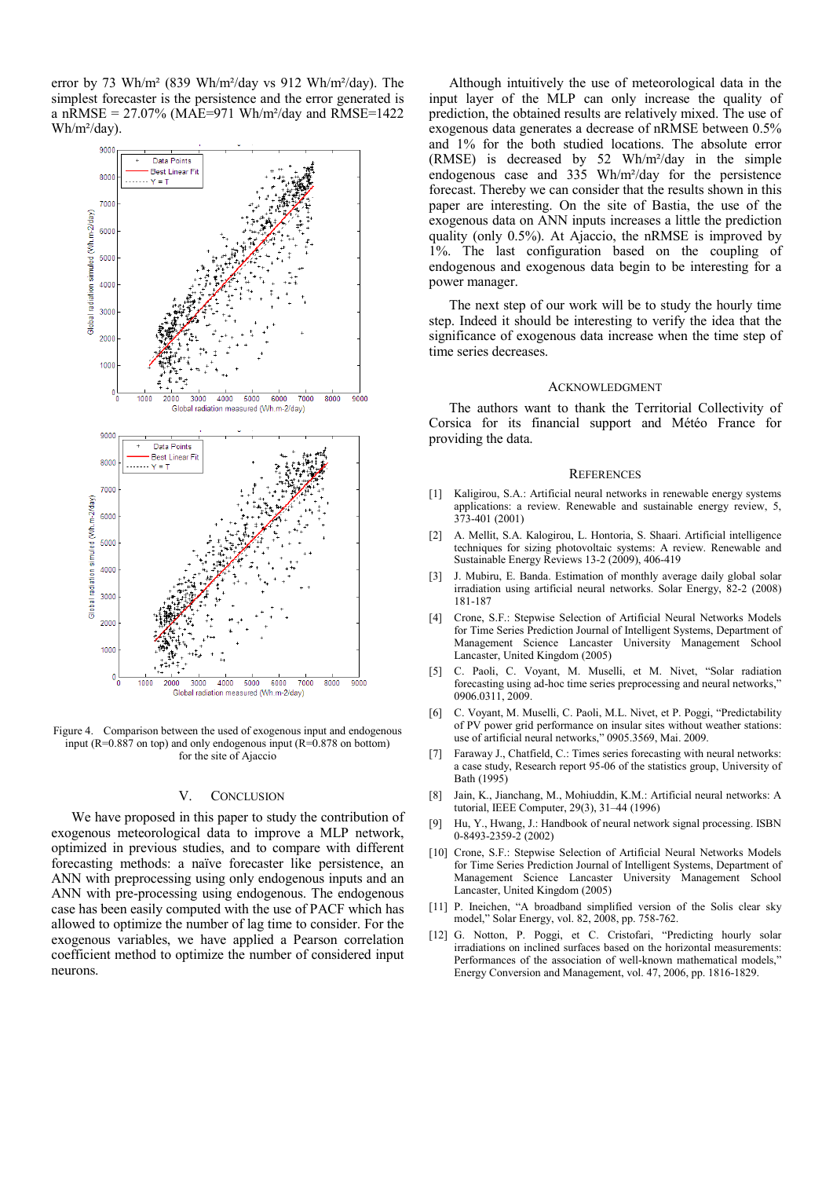error by 73 Wh/m² (839 Wh/m²/day vs 912 Wh/m²/day). The simplest forecaster is the persistence and the error generated is a nRMSE = 27.07% (MAE=971 Wh/m²/day and RMSE=1422 Wh/m²/day).

9000
8000
7000
6000
5000
4000
3000
2000
1000
0
Global radiation simuled (Wh.m-2/day)
0 1000 2000 3000 4000 5000 6000 7000 8000 9000
Global radiation measured (Wh.m-2/day)
Data Points
Best Linear Fit
Y = T

9000
8000
7000
6000
5000
4000
3000
2000
1000
0
Global radiation simuled (Wh.m-2/day)
0 1000 2000 3000 4000 5000 6000 7000 8000 9000
Global radiation measured (Wh.m-2/day)
Data Points
Best Linear Fit
Y = T

Figure 4. Comparison between the used of exogenous input and endogenous input (R=0.887 on top) and only endogenous input (R=0.878 on bottom) for the site of Ajaccio

## V. Conclusion

We have proposed in this paper to study the contribution of exogenous meteorological data to improve a MLP network, optimized in previous studies, and to compare with different forecasting methods: a naïve forecaster like persistence, an ANN with preprocessing using only endogenous inputs and an ANN with pre-processing using endogenous. The endogenous case has been easily computed with the use of PACF which has allowed to optimize the number of lag time to consider. For the exogenous variables, we have applied a Pearson correlation coefficient method to optimize the number of considered input neurons.

Although intuitively the use of meteorological data in the input layer of the MLP can only increase the quality of prediction, the obtained results are relatively mixed. The use of exogenous data generates a decrease of nRMSE between 0.5% and 1% for the both studied locations. The absolute error (RMSE) is decreased by 52 Wh/m²/day in the simple endogenous case and 335 Wh/m²/day for the persistence forecast. Thereby we can consider that the results shown in this paper are interesting. On the site of Bastia, the use of the exogenous data on ANN inputs increases a little the prediction quality (only 0.5%). At Ajaccio, the nRMSE is improved by 1%. The last configuration based on the coupling of endogenous and exogenous data begin to be interesting for a power manager.

The next step of our work will be to study the hourly time step. Indeed it should be interesting to verify the idea that the significance of exogenous data increase when the time step of time series decreases.

## Acknowledgment

The authors want to thank the Territorial Collectivity of Corsica for its financial support and Météo France for providing the data.

## References

[1] Kaligirou, S.A.: Artificial neural networks in renewable energy systems applications: a review. Renewable and sustainable energy review, 5, 373-401 (2001)

[2] A. Mellit, S.A. Kalogirou, L. Hontoria, S. Shaari. Artificial intelligence techniques for sizing photovoltaic systems: A review. Renewable and Sustainable Energy Reviews 13-2 (2009), 406-419

[3] J. Mubiru, E. Banda. Estimation of monthly average daily global solar irradiation using artificial neural networks. Solar Energy, 82-2 (2008) 181-187

[4] Crone, S.F.: Stepwise Selection of Artificial Neural Networks Models for Time Series Prediction Journal of Intelligent Systems, Department of Management Science Lancaster University Management School Lancaster, United Kingdom (2005)

[5] C. Paoli, C. Voyant, M. Muselli, et M. Nivet, "Solar radiation forecasting using ad-hoc time series preprocessing and neural networks," 0906.0311, 2009.

[6] C. Voyant, M. Muselli, C. Paoli, M.L. Nivet, et P. Poggi, "Predictability of PV power grid performance on insular sites without weather stations: use of artificial neural networks," 0905.3569, Mai. 2009.

[7] Faraway J., Chatfield, C.: Times series forecasting with neural networks: a case study, Research report 95-06 of the statistics group, University of Bath (1995)

[8] Jain, K., Jianchang, M., Mohiuddin, K.M.: Artificial neural networks: A tutorial, IEEE Computer, 29(3), 31–44 (1996)

[9] Hu, Y., Hwang, J.: Handbook of neural network signal processing. ISBN 0-8493-2359-2 (2002)

[10] Crone, S.F.: Stepwise Selection of Artificial Neural Networks Models for Time Series Prediction Journal of Intelligent Systems, Department of Management Science Lancaster University Management School Lancaster, United Kingdom (2005)

[11] P. Ineichen, "A broadband simplified version of the Solis clear sky model," Solar Energy, vol. 82, 2008, pp. 758-762.

[12] G. Notton, P. Poggi, et C. Cristofari, "Predicting hourly solar irradiations on inclined surfaces based on the horizontal measurements: Performances of the association of well-known mathematical models," Energy Conversion and Management, vol. 47, 2006, pp. 1816-1829.